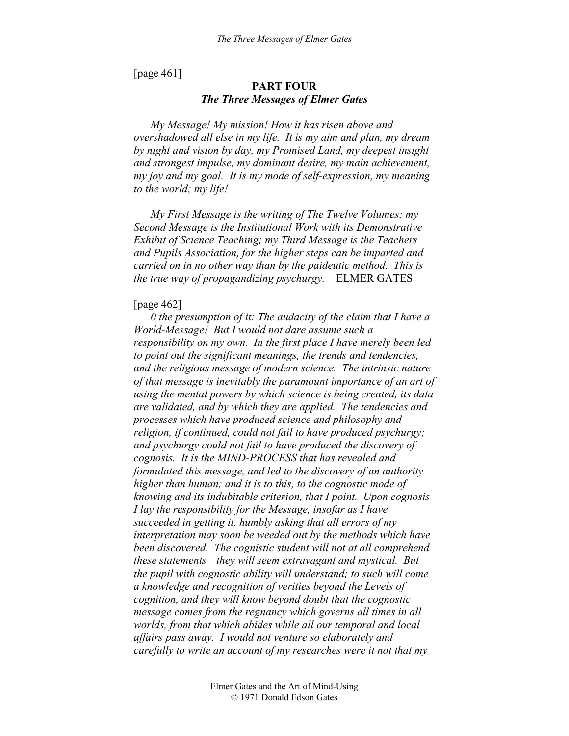[page 461]

## PART FOUR
### *The Three Messages of Elmer Gates*

*My Message! My mission! How it has risen above and overshadowed all else in my life. It is my aim and plan, my dream by night and vision by day, my Promised Land, my deepest insight and strongest impulse, my dominant desire, my main achievement, my joy and my goal. It is my mode of self-expression, my meaning to the world; my life!*

*My First Message is the writing of The Twelve Volumes; my Second Message is the Institutional Work with its Demonstrative Exhibit of Science Teaching; my Third Message is the Teachers and Pupils Association, for the higher steps can be imparted and carried on in no other way than by the paideutic method. This is the true way of propagandizing psychurgy.*—ELMER GATES

[page 462]

*0 the presumption of it: The audacity of the claim that I have a World-Message! But I would not dare assume such a responsibility on my own. In the first place I have merely been led to point out the significant meanings, the trends and tendencies, and the religious message of modern science. The intrinsic nature of that message is inevitably the paramount importance of an art of using the mental powers by which science is being created, its data are validated, and by which they are applied. The tendencies and processes which have produced science and philosophy and religion, if continued, could not fail to have produced psychurgy; and psychurgy could not fail to have produced the discovery of cognosis. It is the MIND-PROCESS that has revealed and formulated this message, and led to the discovery of an authority higher than human; and it is to this, to the cognostic mode of knowing and its indubitable criterion, that I point. Upon cognosis I lay the responsibility for the Message, insofar as I have succeeded in getting it, humbly asking that all errors of my interpretation may soon be weeded out by the methods which have been discovered. The cognistic student will not at all comprehend these statements—they will seem extravagant and mystical. But the pupil with cognostic ability will understand; to such will come a knowledge and recognition of verities beyond the Levels of cognition, and they will know beyond doubt that the cognostic message comes from the regnancy which governs all times in all worlds, from that which abides while all our temporal and local affairs pass away. I would not venture so elaborately and carefully to write an account of my researches were it not that my*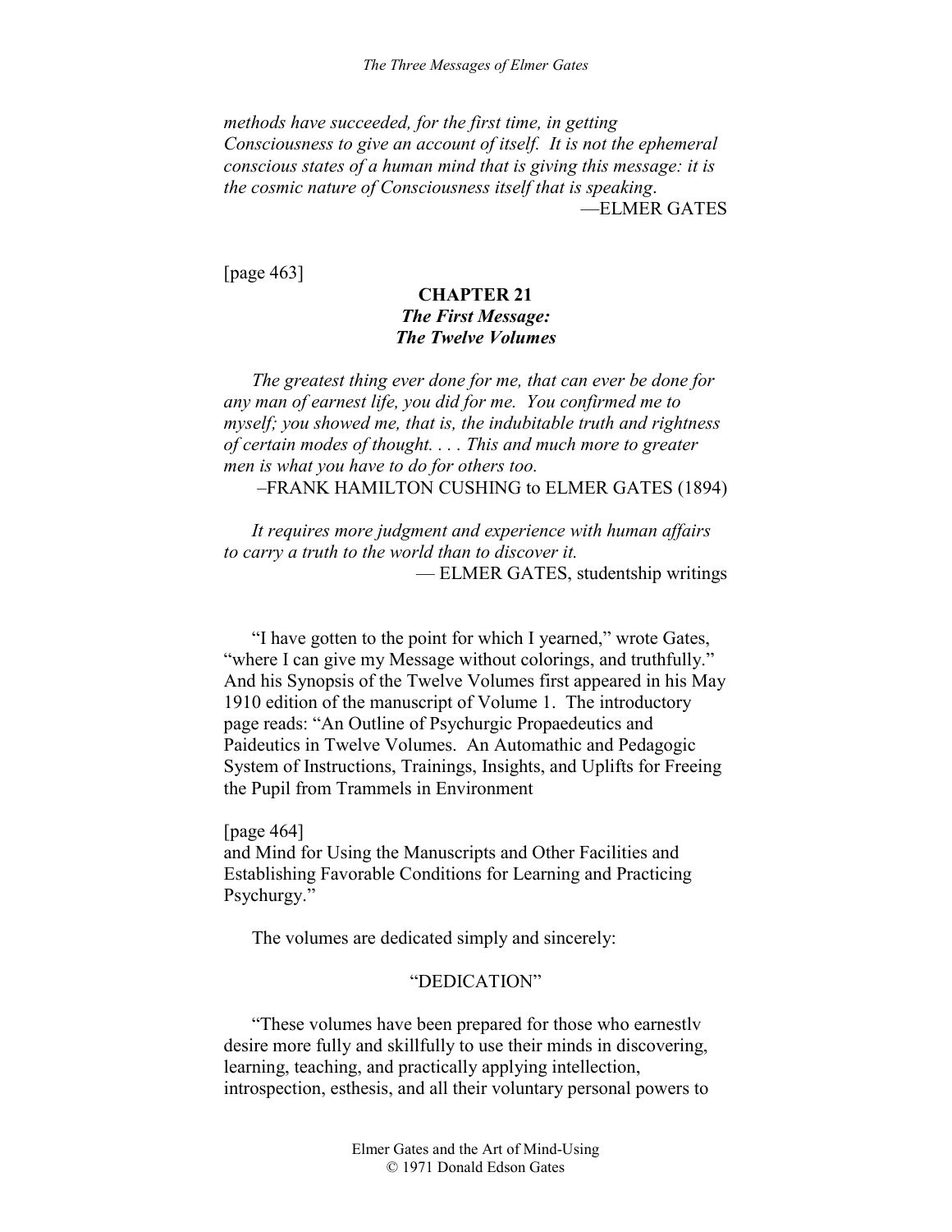*methods have succeeded, for the first time, in getting Consciousness to give an account of itself. It is not the ephemeral conscious states of a human mind that is giving this message: it is the cosmic nature of Consciousness itself that is speaking.*

—ELMER GATES

[page 463]

## CHAPTER 21
### *The First Message: The Twelve Volumes*

*The greatest thing ever done for me, that can ever be done for any man of earnest life, you did for me. You confirmed me to myself; you showed me, that is, the indubitable truth and rightness of certain modes of thought. . . . This and much more to greater men is what you have to do for others too.*

–FRANK HAMILTON CUSHING to ELMER GATES (1894)

*It requires more judgment and experience with human affairs to carry a truth to the world than to discover it.*

— ELMER GATES, studentship writings

"I have gotten to the point for which I yearned," wrote Gates, "where I can give my Message without colorings, and truthfully." And his Synopsis of the Twelve Volumes first appeared in his May 1910 edition of the manuscript of Volume 1. The introductory page reads: "An Outline of Psychurgic Propaedeutics and Paideutics in Twelve Volumes. An Automathic and Pedagogic System of Instructions, Trainings, Insights, and Uplifts for Freeing the Pupil from Trammels in Environment

[page 464]

and Mind for Using the Manuscripts and Other Facilities and Establishing Favorable Conditions for Learning and Practicing Psychurgy."

The volumes are dedicated simply and sincerely:

"DEDICATION"

"These volumes have been prepared for those who earnestlv desire more fully and skillfully to use their minds in discovering, learning, teaching, and practically applying intellection, introspection, esthesis, and all their voluntary personal powers to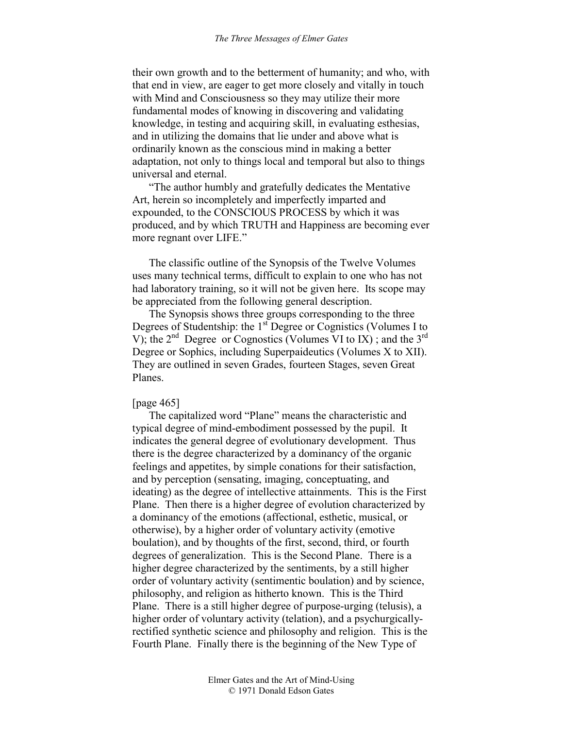their own growth and to the betterment of humanity; and who, with that end in view, are eager to get more closely and vitally in touch with Mind and Consciousness so they may utilize their more fundamental modes of knowing in discovering and validating knowledge, in testing and acquiring skill, in evaluating esthesias, and in utilizing the domains that lie under and above what is ordinarily known as the conscious mind in making a better adaptation, not only to things local and temporal but also to things universal and eternal.

"The author humbly and gratefully dedicates the Mentative Art, herein so incompletely and imperfectly imparted and expounded, to the CONSCIOUS PROCESS by which it was produced, and by which TRUTH and Happiness are becoming ever more regnant over LIFE."

The classific outline of the Synopsis of the Twelve Volumes uses many technical terms, difficult to explain to one who has not had laboratory training, so it will not be given here. Its scope may be appreciated from the following general description.

The Synopsis shows three groups corresponding to the three Degrees of Studentship: the 1st Degree or Cognistics (Volumes I to V); the 2nd Degree or Cognostics (Volumes VI to IX) ; and the 3rd Degree or Sophics, including Superpaideutics (Volumes X to XII). They are outlined in seven Grades, fourteen Stages, seven Great Planes.

[page 465]

The capitalized word "Plane" means the characteristic and typical degree of mind-embodiment possessed by the pupil. It indicates the general degree of evolutionary development. Thus there is the degree characterized by a dominancy of the organic feelings and appetites, by simple conations for their satisfaction, and by perception (sensating, imaging, conceptuating, and ideating) as the degree of intellective attainments. This is the First Plane. Then there is a higher degree of evolution characterized by a dominancy of the emotions (affectional, esthetic, musical, or otherwise), by a higher order of voluntary activity (emotive boulation), and by thoughts of the first, second, third, or fourth degrees of generalization. This is the Second Plane. There is a higher degree characterized by the sentiments, by a still higher order of voluntary activity (sentimentic boulation) and by science, philosophy, and religion as hitherto known. This is the Third Plane. There is a still higher degree of purpose-urging (telusis), a higher order of voluntary activity (telation), and a psychurgically-rectified synthetic science and philosophy and religion. This is the Fourth Plane. Finally there is the beginning of the New Type of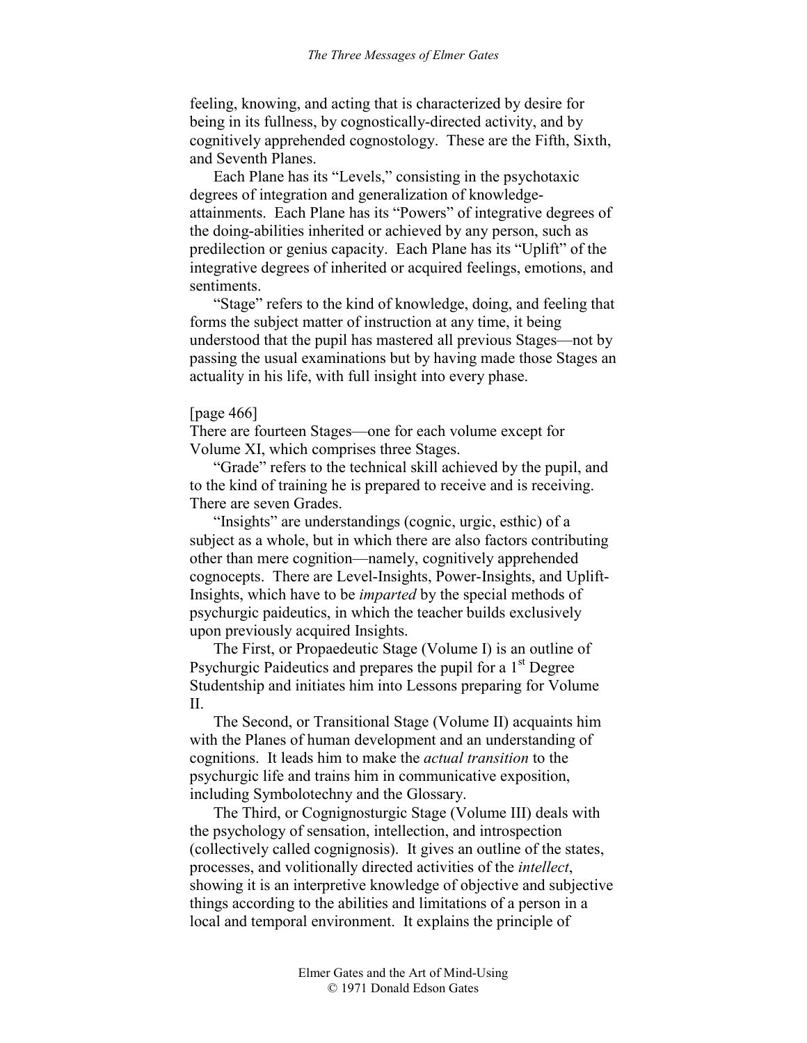feeling, knowing, and acting that is characterized by desire for being in its fullness, by cognostically-directed activity, and by cognitively apprehended cognostology. These are the Fifth, Sixth, and Seventh Planes.

Each Plane has its "Levels," consisting in the psychotaxic degrees of integration and generalization of knowledge-attainments. Each Plane has its "Powers" of integrative degrees of the doing-abilities inherited or achieved by any person, such as predilection or genius capacity. Each Plane has its "Uplift" of the integrative degrees of inherited or acquired feelings, emotions, and sentiments.

"Stage" refers to the kind of knowledge, doing, and feeling that forms the subject matter of instruction at any time, it being understood that the pupil has mastered all previous Stages—not by passing the usual examinations but by having made those Stages an actuality in his life, with full insight into every phase.

[page 466]

There are fourteen Stages—one for each volume except for Volume XI, which comprises three Stages.

"Grade" refers to the technical skill achieved by the pupil, and to the kind of training he is prepared to receive and is receiving. There are seven Grades.

"Insights" are understandings (cognic, urgic, esthic) of a subject as a whole, but in which there are also factors contributing other than mere cognition—namely, cognitively apprehended cognocepts. There are Level-Insights, Power-Insights, and Uplift-Insights, which have to be *imparted* by the special methods of psychurgic paideutics, in which the teacher builds exclusively upon previously acquired Insights.

The First, or Propaedeutic Stage (Volume I) is an outline of Psychurgic Paideutics and prepares the pupil for a 1st Degree Studentship and initiates him into Lessons preparing for Volume II.

The Second, or Transitional Stage (Volume II) acquaints him with the Planes of human development and an understanding of cognitions. It leads him to make the *actual transition* to the psychurgic life and trains him in communicative exposition, including Symbolotechny and the Glossary.

The Third, or Cognignosturgic Stage (Volume III) deals with the psychology of sensation, intellection, and introspection (collectively called cognignosis). It gives an outline of the states, processes, and volitionally directed activities of the *intellect*, showing it is an interpretive knowledge of objective and subjective things according to the abilities and limitations of a person in a local and temporal environment. It explains the principle of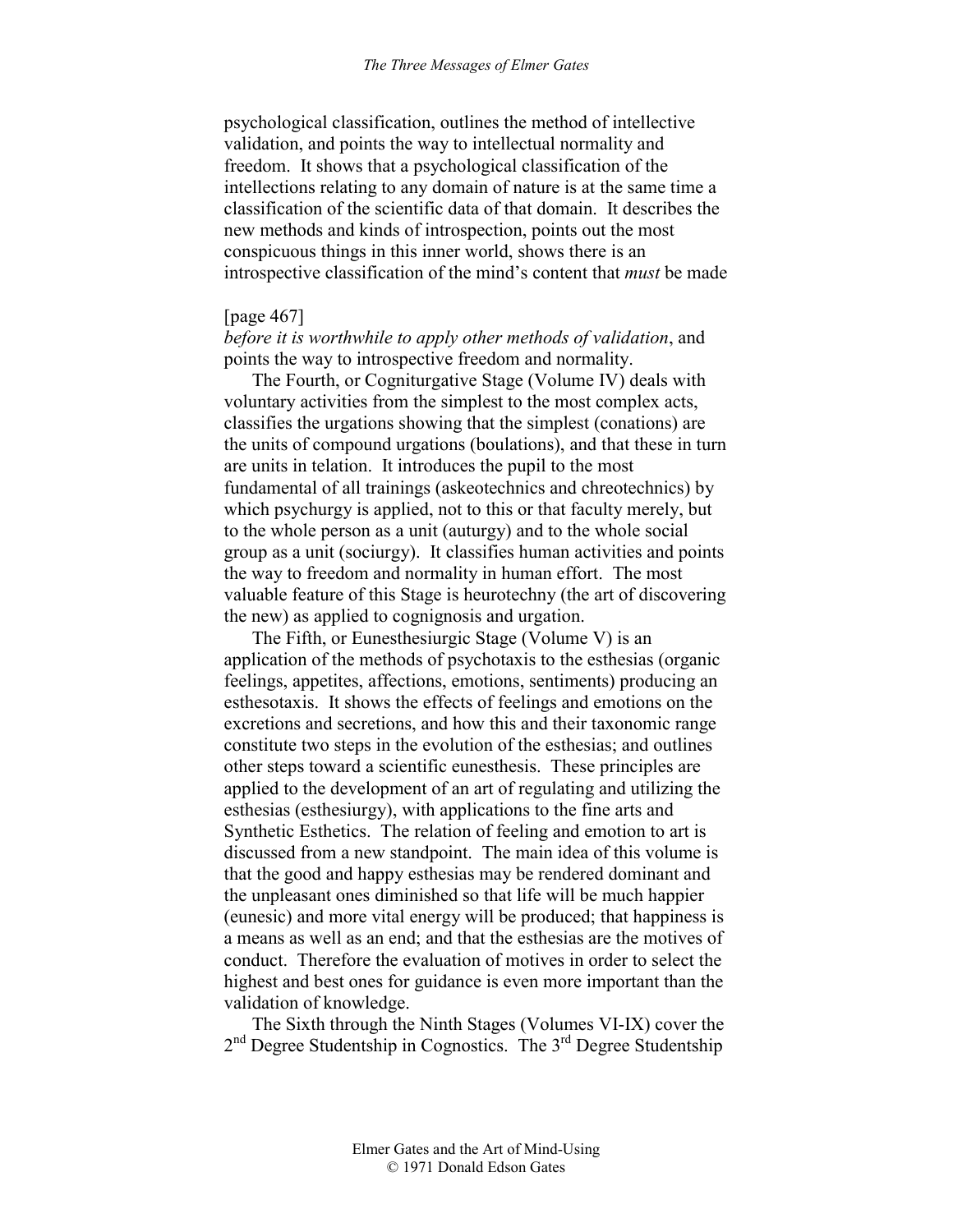psychological classification, outlines the method of intellective validation, and points the way to intellectual normality and freedom. It shows that a psychological classification of the intellections relating to any domain of nature is at the same time a classification of the scientific data of that domain. It describes the new methods and kinds of introspection, points out the most conspicuous things in this inner world, shows there is an introspective classification of the mind's content that *must* be made

[page 467]

*before it is worthwhile to apply other methods of validation*, and points the way to introspective freedom and normality.

The Fourth, or Cogniturgative Stage (Volume IV) deals with voluntary activities from the simplest to the most complex acts, classifies the urgations showing that the simplest (conations) are the units of compound urgations (boulations), and that these in turn are units in telation. It introduces the pupil to the most fundamental of all trainings (askeotechnics and chreotechnics) by which psychurgy is applied, not to this or that faculty merely, but to the whole person as a unit (auturgy) and to the whole social group as a unit (sociurgy). It classifies human activities and points the way to freedom and normality in human effort. The most valuable feature of this Stage is heurotechny (the art of discovering the new) as applied to cognignosis and urgation.

The Fifth, or Eunesthesiurgic Stage (Volume V) is an application of the methods of psychotaxis to the esthesias (organic feelings, appetites, affections, emotions, sentiments) producing an esthesotaxis. It shows the effects of feelings and emotions on the excretions and secretions, and how this and their taxonomic range constitute two steps in the evolution of the esthesias; and outlines other steps toward a scientific eunesthesis. These principles are applied to the development of an art of regulating and utilizing the esthesias (esthesiurgy), with applications to the fine arts and Synthetic Esthetics. The relation of feeling and emotion to art is discussed from a new standpoint. The main idea of this volume is that the good and happy esthesias may be rendered dominant and the unpleasant ones diminished so that life will be much happier (eunesic) and more vital energy will be produced; that happiness is a means as well as an end; and that the esthesias are the motives of conduct. Therefore the evaluation of motives in order to select the highest and best ones for guidance is even more important than the validation of knowledge.

The Sixth through the Ninth Stages (Volumes VI-IX) cover the 2nd Degree Studentship in Cognostics. The 3rd Degree Studentship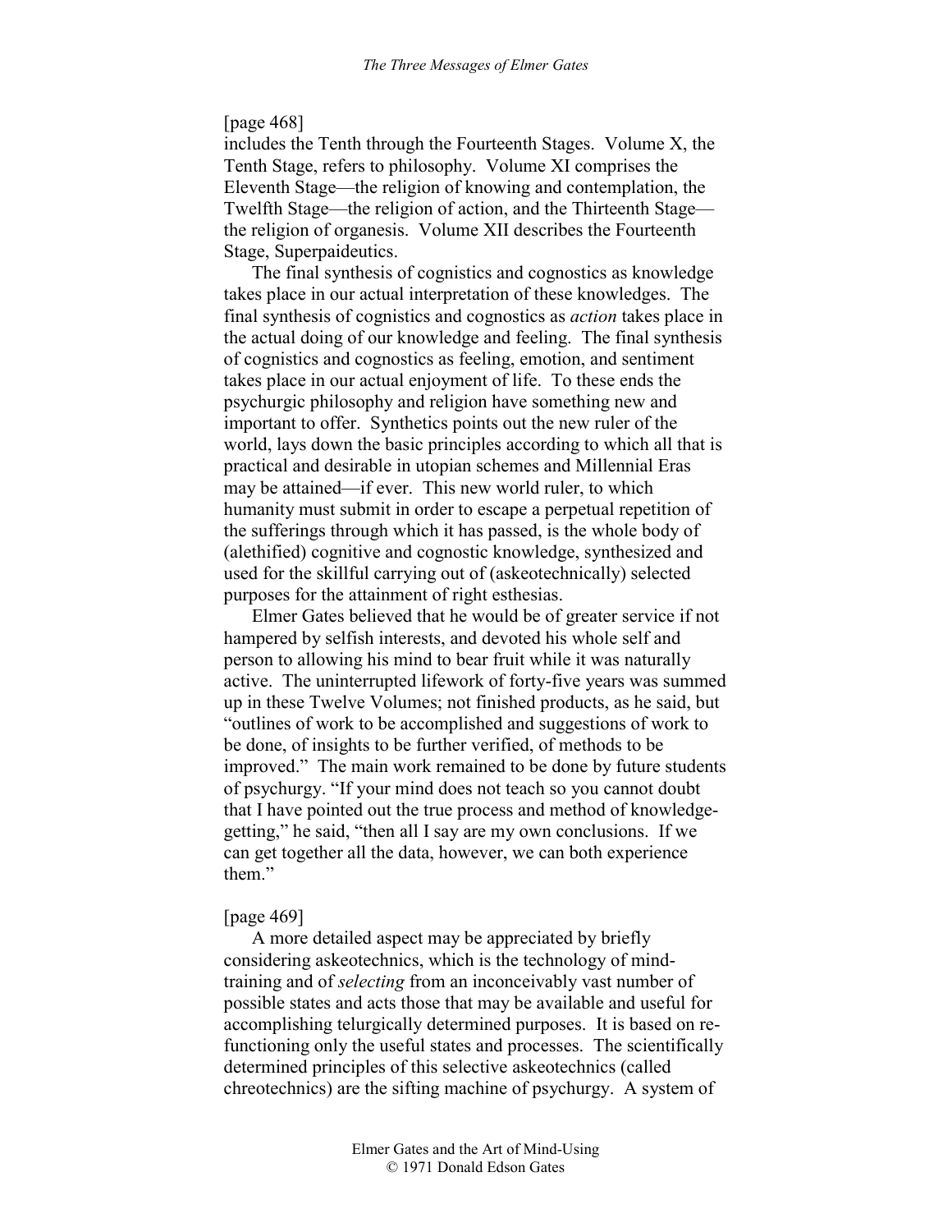[page 468]
includes the Tenth through the Fourteenth Stages. Volume X, the Tenth Stage, refers to philosophy. Volume XI comprises the Eleventh Stage—the religion of knowing and contemplation, the Twelfth Stage—the religion of action, and the Thirteenth Stage—the religion of organesis. Volume XII describes the Fourteenth Stage, Superpaideutics.

The final synthesis of cognistics and cognostics as knowledge takes place in our actual interpretation of these knowledges. The final synthesis of cognistics and cognostics as *action* takes place in the actual doing of our knowledge and feeling. The final synthesis of cognistics and cognostics as feeling, emotion, and sentiment takes place in our actual enjoyment of life. To these ends the psychurgic philosophy and religion have something new and important to offer. Synthetics points out the new ruler of the world, lays down the basic principles according to which all that is practical and desirable in utopian schemes and Millennial Eras may be attained—if ever. This new world ruler, to which humanity must submit in order to escape a perpetual repetition of the sufferings through which it has passed, is the whole body of (alethified) cognitive and cognostic knowledge, synthesized and used for the skillful carrying out of (askeotechnically) selected purposes for the attainment of right esthesias.

Elmer Gates believed that he would be of greater service if not hampered by selfish interests, and devoted his whole self and person to allowing his mind to bear fruit while it was naturally active. The uninterrupted lifework of forty-five years was summed up in these Twelve Volumes; not finished products, as he said, but "outlines of work to be accomplished and suggestions of work to be done, of insights to be further verified, of methods to be improved." The main work remained to be done by future students of psychurgy. "If your mind does not teach so you cannot doubt that I have pointed out the true process and method of knowledge-getting," he said, "then all I say are my own conclusions. If we can get together all the data, however, we can both experience them."

[page 469]
A more detailed aspect may be appreciated by briefly considering askeotechnics, which is the technology of mind-training and of *selecting* from an inconceivably vast number of possible states and acts those that may be available and useful for accomplishing telurgically determined purposes. It is based on re-functioning only the useful states and processes. The scientifically determined principles of this selective askeotechnics (called chreotechnics) are the sifting machine of psychurgy. A system of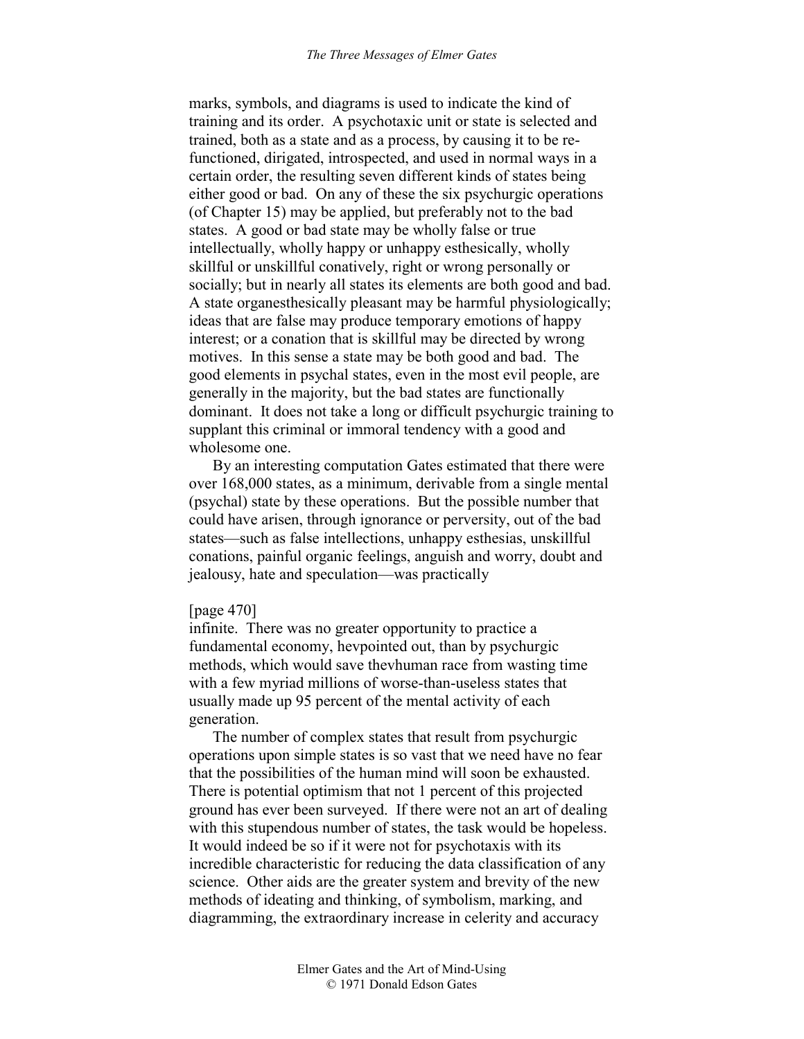marks, symbols, and diagrams is used to indicate the kind of training and its order. A psychotaxic unit or state is selected and trained, both as a state and as a process, by causing it to be re-functioned, dirigated, introspected, and used in normal ways in a certain order, the resulting seven different kinds of states being either good or bad. On any of these the six psychurgic operations (of Chapter 15) may be applied, but preferably not to the bad states. A good or bad state may be wholly false or true intellectually, wholly happy or unhappy esthesically, wholly skillful or unskillful conatively, right or wrong personally or socially; but in nearly all states its elements are both good and bad. A state organesthesically pleasant may be harmful physiologically; ideas that are false may produce temporary emotions of happy interest; or a conation that is skillful may be directed by wrong motives. In this sense a state may be both good and bad. The good elements in psychal states, even in the most evil people, are generally in the majority, but the bad states are functionally dominant. It does not take a long or difficult psychurgic training to supplant this criminal or immoral tendency with a good and wholesome one.

By an interesting computation Gates estimated that there were over 168,000 states, as a minimum, derivable from a single mental (psychal) state by these operations. But the possible number that could have arisen, through ignorance or perversity, out of the bad states—such as false intellections, unhappy esthesias, unskillful conations, painful organic feelings, anguish and worry, doubt and jealousy, hate and speculation—was practically

[page 470]
infinite. There was no greater opportunity to practice a fundamental economy, hevpointed out, than by psychurgic methods, which would save thevhuman race from wasting time with a few myriad millions of worse-than-useless states that usually made up 95 percent of the mental activity of each generation.

The number of complex states that result from psychurgic operations upon simple states is so vast that we need have no fear that the possibilities of the human mind will soon be exhausted. There is potential optimism that not 1 percent of this projected ground has ever been surveyed. If there were not an art of dealing with this stupendous number of states, the task would be hopeless. It would indeed be so if it were not for psychotaxis with its incredible characteristic for reducing the data classification of any science. Other aids are the greater system and brevity of the new methods of ideating and thinking, of symbolism, marking, and diagramming, the extraordinary increase in celerity and accuracy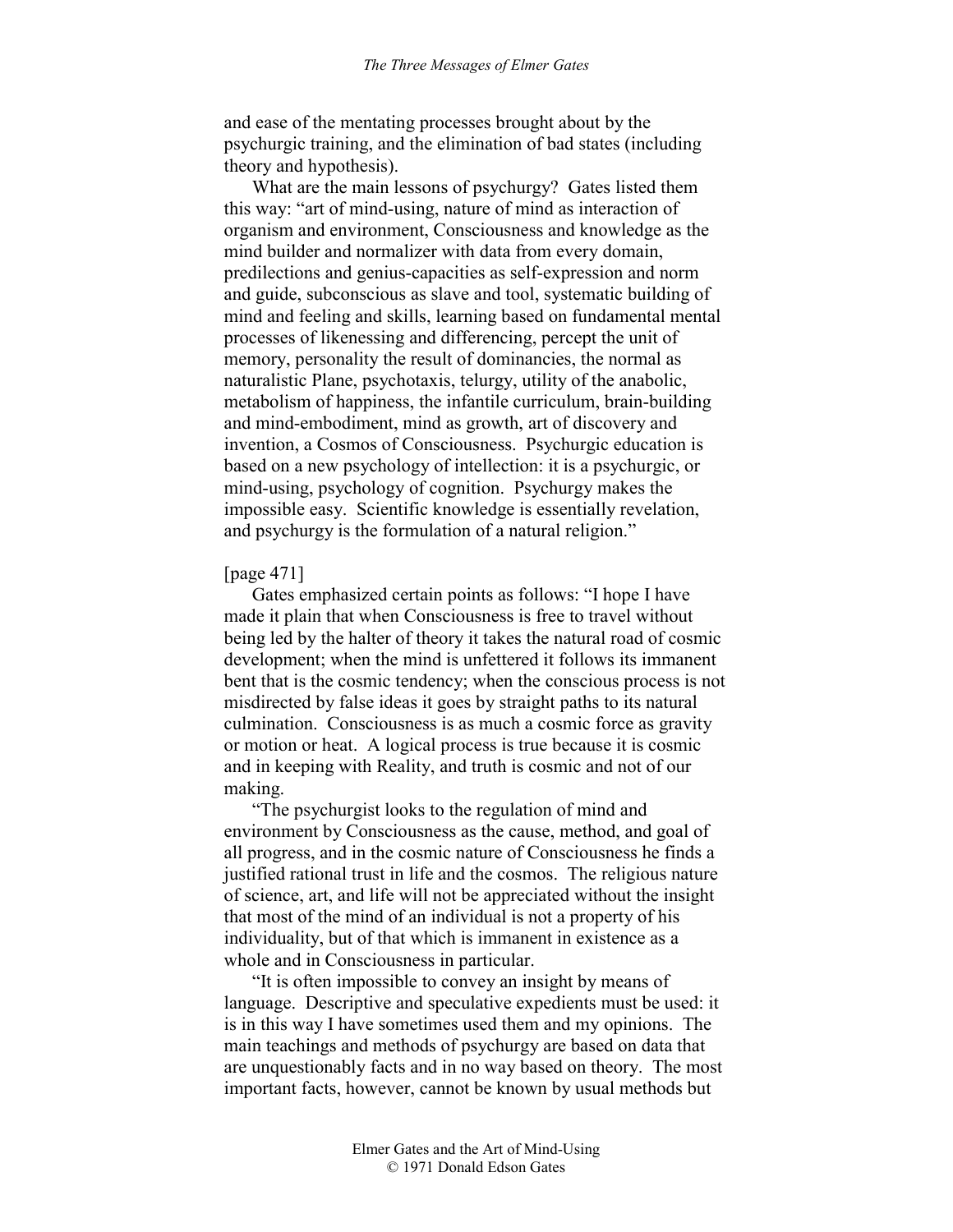and ease of the mentating processes brought about by the psychurgic training, and the elimination of bad states (including theory and hypothesis).

What are the main lessons of psychurgy? Gates listed them this way: "art of mind-using, nature of mind as interaction of organism and environment, Consciousness and knowledge as the mind builder and normalizer with data from every domain, predilections and genius-capacities as self-expression and norm and guide, subconscious as slave and tool, systematic building of mind and feeling and skills, learning based on fundamental mental processes of likenessing and differencing, percept the unit of memory, personality the result of dominancies, the normal as naturalistic Plane, psychotaxis, telurgy, utility of the anabolic, metabolism of happiness, the infantile curriculum, brain-building and mind-embodiment, mind as growth, art of discovery and invention, a Cosmos of Consciousness. Psychurgic education is based on a new psychology of intellection: it is a psychurgic, or mind-using, psychology of cognition. Psychurgy makes the impossible easy. Scientific knowledge is essentially revelation, and psychurgy is the formulation of a natural religion."

[page 471]

Gates emphasized certain points as follows: "I hope I have made it plain that when Consciousness is free to travel without being led by the halter of theory it takes the natural road of cosmic development; when the mind is unfettered it follows its immanent bent that is the cosmic tendency; when the conscious process is not misdirected by false ideas it goes by straight paths to its natural culmination. Consciousness is as much a cosmic force as gravity or motion or heat. A logical process is true because it is cosmic and in keeping with Reality, and truth is cosmic and not of our making.

"The psychurgist looks to the regulation of mind and environment by Consciousness as the cause, method, and goal of all progress, and in the cosmic nature of Consciousness he finds a justified rational trust in life and the cosmos. The religious nature of science, art, and life will not be appreciated without the insight that most of the mind of an individual is not a property of his individuality, but of that which is immanent in existence as a whole and in Consciousness in particular.

"It is often impossible to convey an insight by means of language. Descriptive and speculative expedients must be used: it is in this way I have sometimes used them and my opinions. The main teachings and methods of psychurgy are based on data that are unquestionably facts and in no way based on theory. The most important facts, however, cannot be known by usual methods but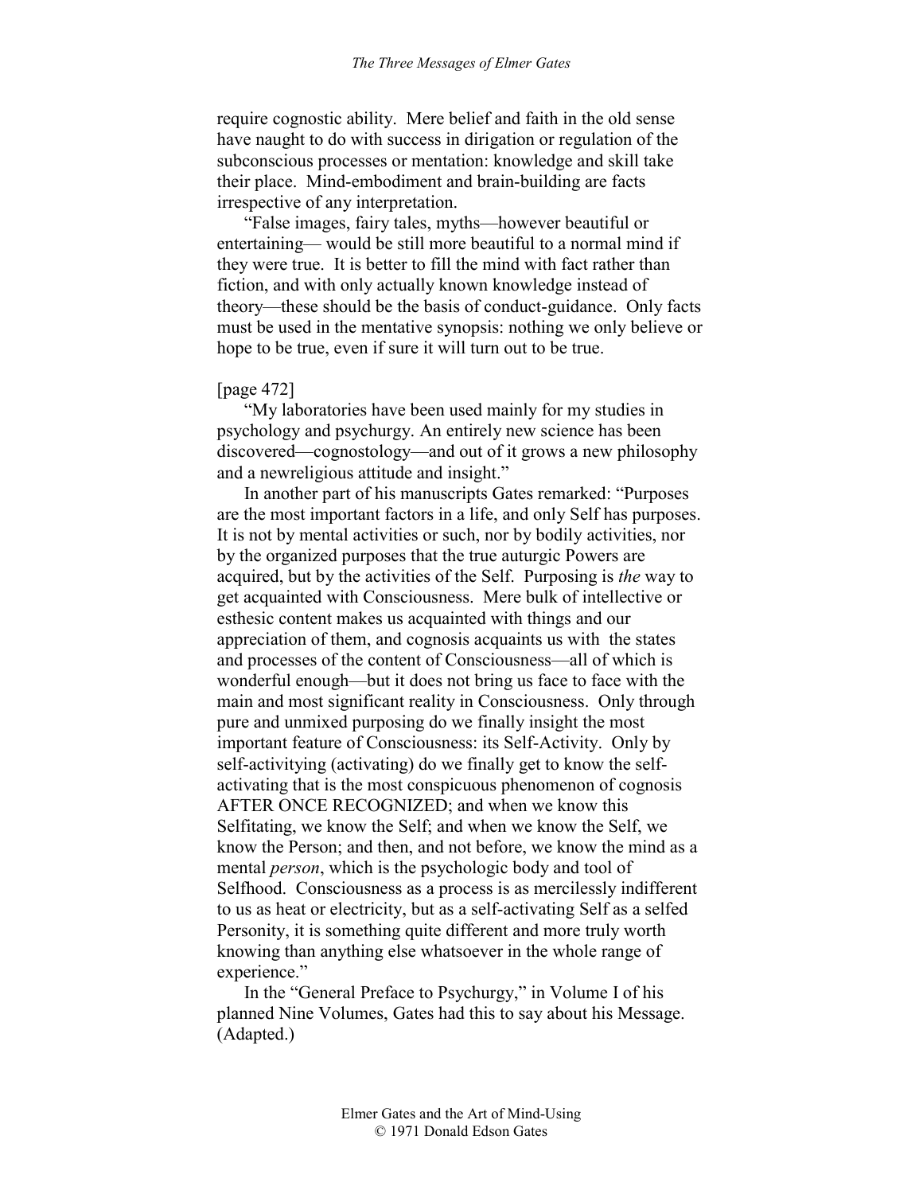require cognostic ability. Mere belief and faith in the old sense have naught to do with success in dirigation or regulation of the subconscious processes or mentation: knowledge and skill take their place. Mind-embodiment and brain-building are facts irrespective of any interpretation.

"False images, fairy tales, myths—however beautiful or entertaining— would be still more beautiful to a normal mind if they were true. It is better to fill the mind with fact rather than fiction, and with only actually known knowledge instead of theory—these should be the basis of conduct-guidance. Only facts must be used in the mentative synopsis: nothing we only believe or hope to be true, even if sure it will turn out to be true.

[page 472]

"My laboratories have been used mainly for my studies in psychology and psychurgy. An entirely new science has been discovered—cognostology—and out of it grows a new philosophy and a newreligious attitude and insight."

In another part of his manuscripts Gates remarked: "Purposes are the most important factors in a life, and only Self has purposes. It is not by mental activities or such, nor by bodily activities, nor by the organized purposes that the true auturgic Powers are acquired, but by the activities of the Self. Purposing is *the* way to get acquainted with Consciousness. Mere bulk of intellective or esthesic content makes us acquainted with things and our appreciation of them, and cognosis acquaints us with the states and processes of the content of Consciousness—all of which is wonderful enough—but it does not bring us face to face with the main and most significant reality in Consciousness. Only through pure and unmixed purposing do we finally insight the most important feature of Consciousness: its Self-Activity. Only by self-activitying (activating) do we finally get to know the self-activating that is the most conspicuous phenomenon of cognosis AFTER ONCE RECOGNIZED; and when we know this Selfitating, we know the Self; and when we know the Self, we know the Person; and then, and not before, we know the mind as a mental *person*, which is the psychologic body and tool of Selfhood. Consciousness as a process is as mercilessly indifferent to us as heat or electricity, but as a self-activating Self as a selfed Personity, it is something quite different and more truly worth knowing than anything else whatsoever in the whole range of experience."

In the "General Preface to Psychurgy," in Volume I of his planned Nine Volumes, Gates had this to say about his Message. (Adapted.)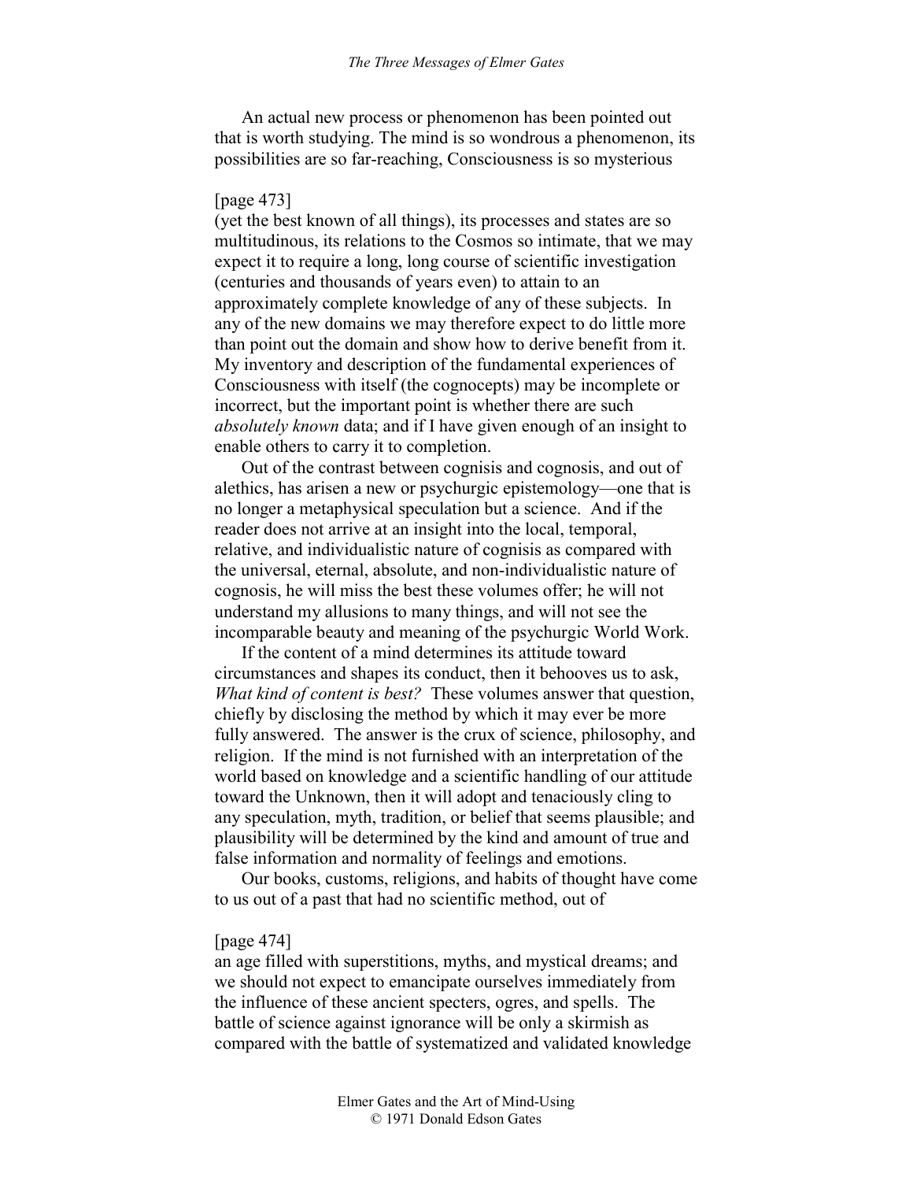An actual new process or phenomenon has been pointed out that is worth studying. The mind is so wondrous a phenomenon, its possibilities are so far-reaching, Consciousness is so mysterious

[page 473]
(yet the best known of all things), its processes and states are so multitudinous, its relations to the Cosmos so intimate, that we may expect it to require a long, long course of scientific investigation (centuries and thousands of years even) to attain to an approximately complete knowledge of any of these subjects. In any of the new domains we may therefore expect to do little more than point out the domain and show how to derive benefit from it. My inventory and description of the fundamental experiences of Consciousness with itself (the cognocepts) may be incomplete or incorrect, but the important point is whether there are such *absolutely known* data; and if I have given enough of an insight to enable others to carry it to completion.

Out of the contrast between cognisis and cognosis, and out of alethics, has arisen a new or psychurgic epistemology—one that is no longer a metaphysical speculation but a science. And if the reader does not arrive at an insight into the local, temporal, relative, and individualistic nature of cognisis as compared with the universal, eternal, absolute, and non-individualistic nature of cognosis, he will miss the best these volumes offer; he will not understand my allusions to many things, and will not see the incomparable beauty and meaning of the psychurgic World Work.

If the content of a mind determines its attitude toward circumstances and shapes its conduct, then it behooves us to ask, *What kind of content is best?* These volumes answer that question, chiefly by disclosing the method by which it may ever be more fully answered. The answer is the crux of science, philosophy, and religion. If the mind is not furnished with an interpretation of the world based on knowledge and a scientific handling of our attitude toward the Unknown, then it will adopt and tenaciously cling to any speculation, myth, tradition, or belief that seems plausible; and plausibility will be determined by the kind and amount of true and false information and normality of feelings and emotions.

Our books, customs, religions, and habits of thought have come to us out of a past that had no scientific method, out of

[page 474]
an age filled with superstitions, myths, and mystical dreams; and we should not expect to emancipate ourselves immediately from the influence of these ancient specters, ogres, and spells. The battle of science against ignorance will be only a skirmish as compared with the battle of systematized and validated knowledge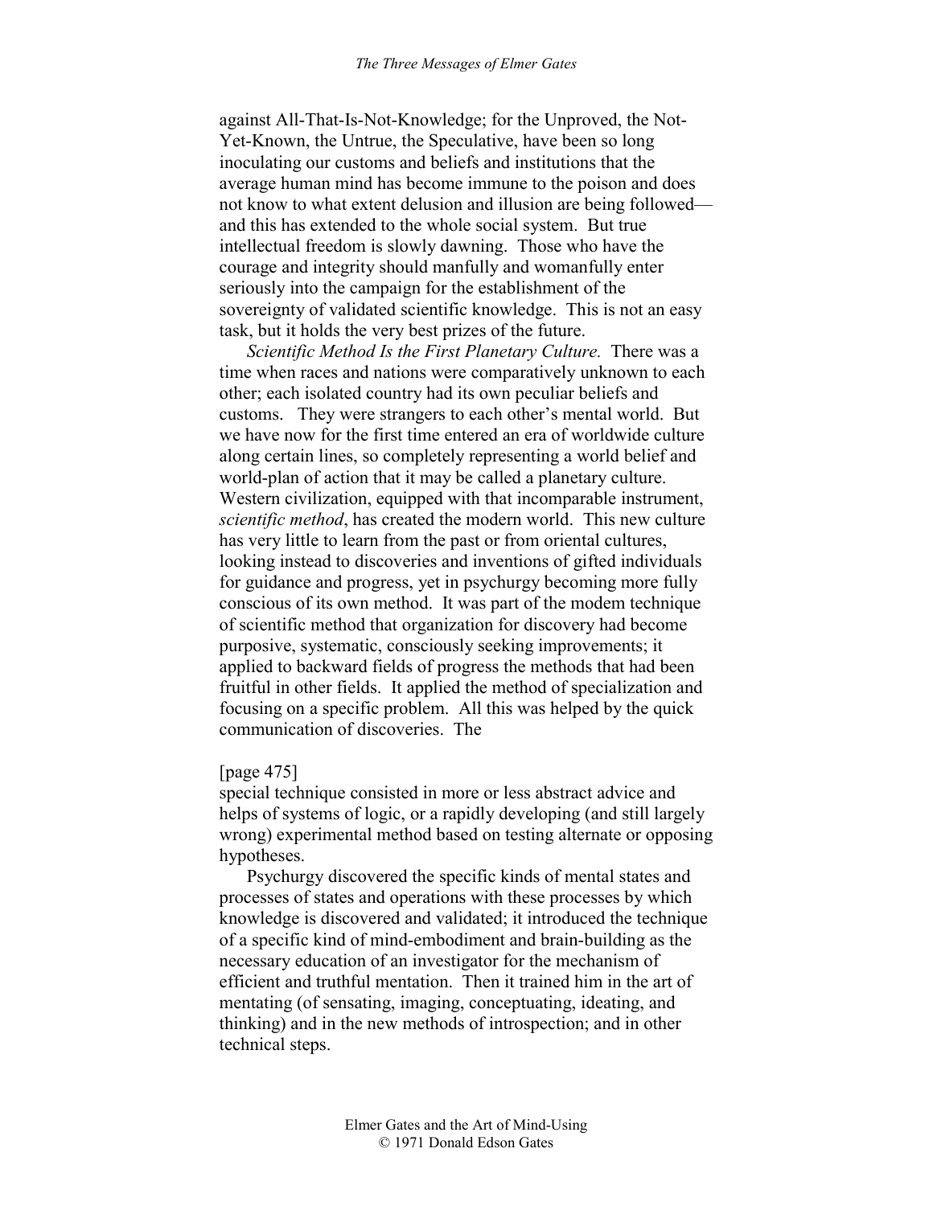against All-That-Is-Not-Knowledge; for the Unproved, the Not-Yet-Known, the Untrue, the Speculative, have been so long inoculating our customs and beliefs and institutions that the average human mind has become immune to the poison and does not know to what extent delusion and illusion are being followed—and this has extended to the whole social system. But true intellectual freedom is slowly dawning. Those who have the courage and integrity should manfully and womanfully enter seriously into the campaign for the establishment of the sovereignty of validated scientific knowledge. This is not an easy task, but it holds the very best prizes of the future.

*Scientific Method Is the First Planetary Culture.* There was a time when races and nations were comparatively unknown to each other; each isolated country had its own peculiar beliefs and customs. They were strangers to each other's mental world. But we have now for the first time entered an era of worldwide culture along certain lines, so completely representing a world belief and world-plan of action that it may be called a planetary culture. Western civilization, equipped with that incomparable instrument, *scientific method*, has created the modern world. This new culture has very little to learn from the past or from oriental cultures, looking instead to discoveries and inventions of gifted individuals for guidance and progress, yet in psychurgy becoming more fully conscious of its own method. It was part of the modem technique of scientific method that organization for discovery had become purposive, systematic, consciously seeking improvements; it applied to backward fields of progress the methods that had been fruitful in other fields. It applied the method of specialization and focusing on a specific problem. All this was helped by the quick communication of discoveries. The

[page 475]

special technique consisted in more or less abstract advice and helps of systems of logic, or a rapidly developing (and still largely wrong) experimental method based on testing alternate or opposing hypotheses.

Psychurgy discovered the specific kinds of mental states and processes of states and operations with these processes by which knowledge is discovered and validated; it introduced the technique of a specific kind of mind-embodiment and brain-building as the necessary education of an investigator for the mechanism of efficient and truthful mentation. Then it trained him in the art of mentating (of sensating, imaging, conceptuating, ideating, and thinking) and in the new methods of introspection; and in other technical steps.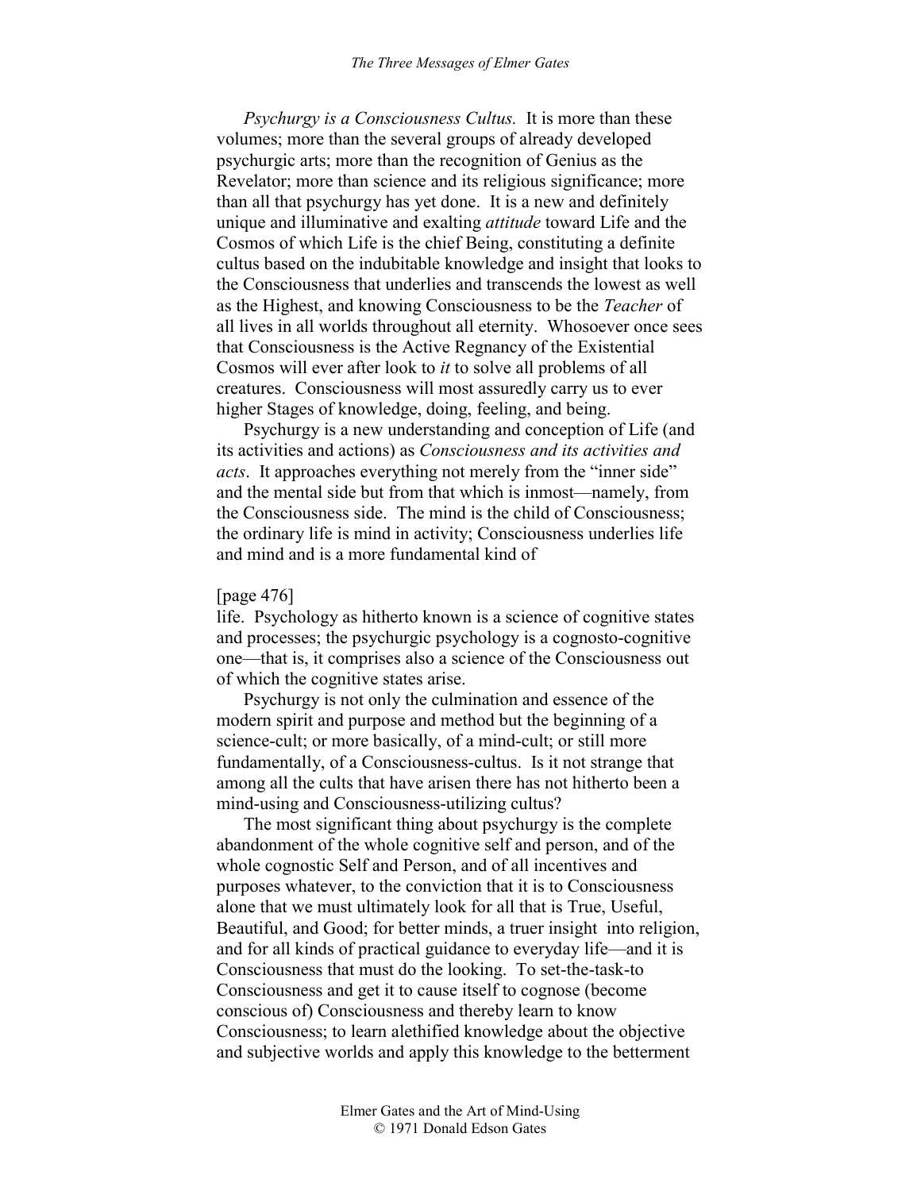*Psychurgy is a Consciousness Cultus.* It is more than these volumes; more than the several groups of already developed psychurgic arts; more than the recognition of Genius as the Revelator; more than science and its religious significance; more than all that psychurgy has yet done. It is a new and definitely unique and illuminative and exalting *attitude* toward Life and the Cosmos of which Life is the chief Being, constituting a definite cultus based on the indubitable knowledge and insight that looks to the Consciousness that underlies and transcends the lowest as well as the Highest, and knowing Consciousness to be the *Teacher* of all lives in all worlds throughout all eternity. Whosoever once sees that Consciousness is the Active Regnancy of the Existential Cosmos will ever after look to *it* to solve all problems of all creatures. Consciousness will most assuredly carry us to ever higher Stages of knowledge, doing, feeling, and being.

Psychurgy is a new understanding and conception of Life (and its activities and actions) as *Consciousness and its activities and acts*. It approaches everything not merely from the "inner side" and the mental side but from that which is inmost—namely, from the Consciousness side. The mind is the child of Consciousness; the ordinary life is mind in activity; Consciousness underlies life and mind and is a more fundamental kind of

[page 476]

life. Psychology as hitherto known is a science of cognitive states and processes; the psychurgic psychology is a cognosto-cognitive one—that is, it comprises also a science of the Consciousness out of which the cognitive states arise.

Psychurgy is not only the culmination and essence of the modern spirit and purpose and method but the beginning of a science-cult; or more basically, of a mind-cult; or still more fundamentally, of a Consciousness-cultus. Is it not strange that among all the cults that have arisen there has not hitherto been a mind-using and Consciousness-utilizing cultus?

The most significant thing about psychurgy is the complete abandonment of the whole cognitive self and person, and of the whole cognostic Self and Person, and of all incentives and purposes whatever, to the conviction that it is to Consciousness alone that we must ultimately look for all that is True, Useful, Beautiful, and Good; for better minds, a truer insight into religion, and for all kinds of practical guidance to everyday life—and it is Consciousness that must do the looking. To set-the-task-to Consciousness and get it to cause itself to cognose (become conscious of) Consciousness and thereby learn to know Consciousness; to learn alethified knowledge about the objective and subjective worlds and apply this knowledge to the betterment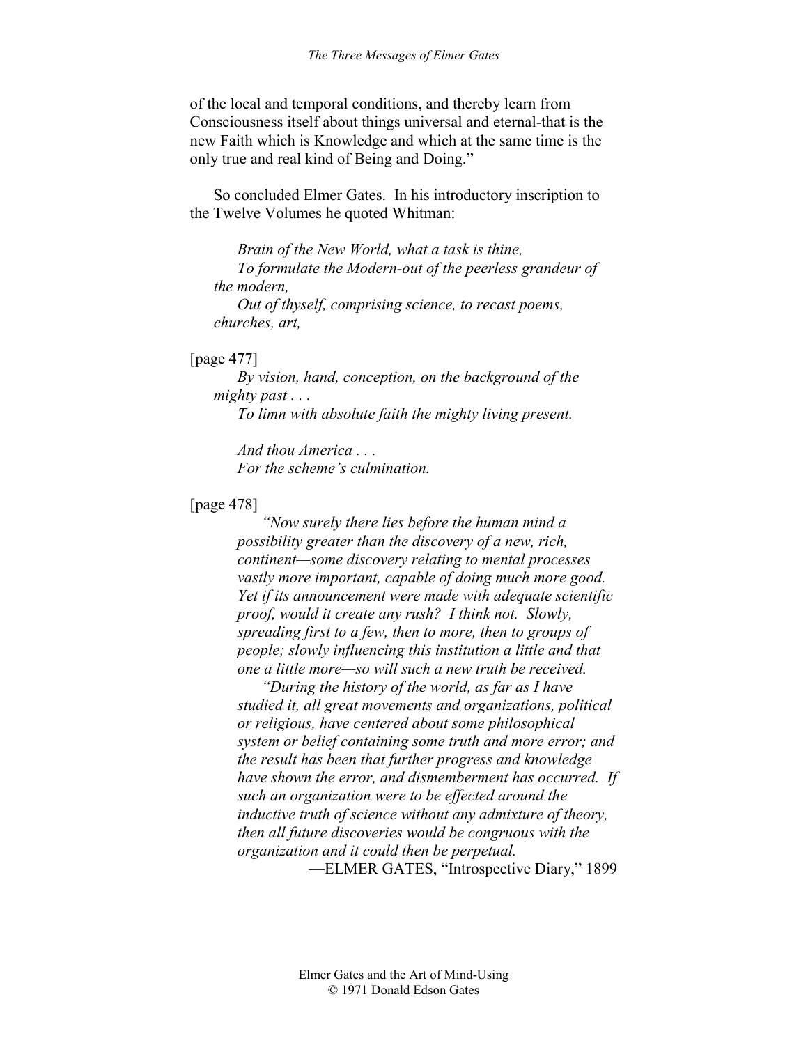of the local and temporal conditions, and thereby learn from Consciousness itself about things universal and eternal-that is the new Faith which is Knowledge and which at the same time is the only true and real kind of Being and Doing."

So concluded Elmer Gates. In his introductory inscription to the Twelve Volumes he quoted Whitman:

*Brain of the New World, what a task is thine,*
*To formulate the Modern-out of the peerless grandeur of the modern,*
*Out of thyself, comprising science, to recast poems, churches, art,*

[page 477]

*By vision, hand, conception, on the background of the mighty past . . .*
*To limn with absolute faith the mighty living present.*

*And thou America . . .*
*For the scheme's culmination.*

[page 478]

> *"Now surely there lies before the human mind a possibility greater than the discovery of a new, rich, continent—some discovery relating to mental processes vastly more important, capable of doing much more good. Yet if its announcement were made with adequate scientific proof, would it create any rush? I think not. Slowly, spreading first to a few, then to more, then to groups of people; slowly influencing this institution a little and that one a little more—so will such a new truth be received.*
>
> *"During the history of the world, as far as I have studied it, all great movements and organizations, political or religious, have centered about some philosophical system or belief containing some truth and more error; and the result has been that further progress and knowledge have shown the error, and dismemberment has occurred. If such an organization were to be effected around the inductive truth of science without any admixture of theory, then all future discoveries would be congruous with the organization and it could then be perpetual.*
>
> —ELMER GATES, "Introspective Diary," 1899